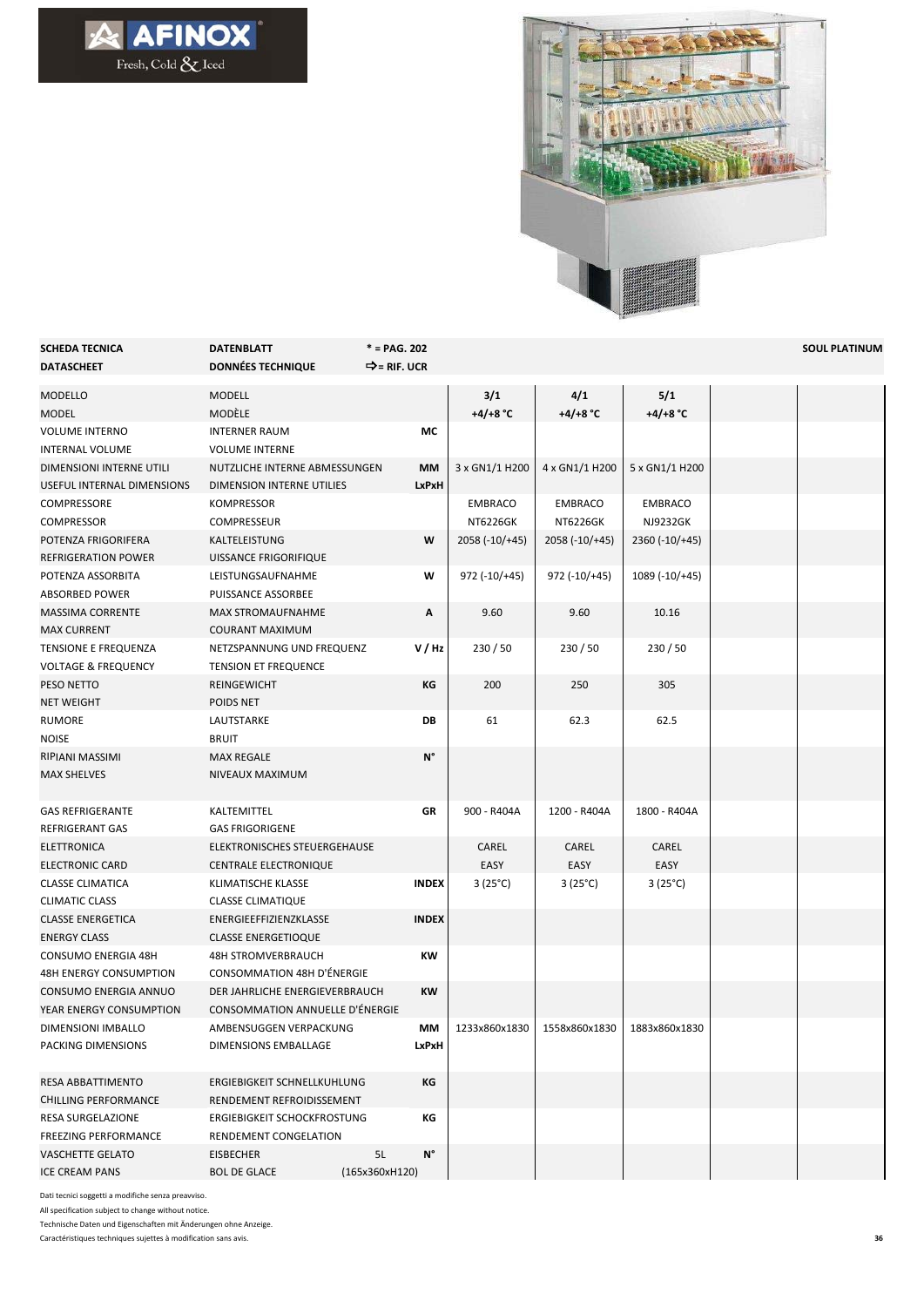AFINOX
Fresh, Cold & Iced

| SCHEDA TECNICA<br>DATASCHEET | DATENBLATT<br>DONNÉES TECHNIQUE | * = PAG. 202<br>⇨= RIF. UCR | | | | | SOUL PLATINUM |
|---|---|---|---|---|---|---|---|
| MODELLO<br>MODEL | MODELL<br>MODÈLE | | 3/1<br>+4/+8 °C | 4/1<br>+4/+8 °C | 5/1<br>+4/+8 °C | | |
| VOLUME INTERNO<br>INTERNAL VOLUME | INTERNER RAUM<br>VOLUME INTERNE | MC | | | | | |
| DIMENSIONI INTERNE UTILI<br>USEFUL INTERNAL DIMENSIONS | NUTZLICHE INTERNE ABMESSUNGEN<br>DIMENSION INTERNE UTILIES | MM<br>LxPxH | 3 x GN1/1 H200 | 4 x GN1/1 H200 | 5 x GN1/1 H200 | | |
| COMPRESSORE<br>COMPRESSOR | KOMPRESSOR<br>COMPRESSEUR | | EMBRACO<br>NT6226GK | EMBRACO<br>NT6226GK | EMBRACO<br>NJ9232GK | | |
| POTENZA FRIGORIFERA<br>REFRIGERATION POWER | KALTELEISTUNG<br>UISSANCE FRIGORIFIQUE | W | 2058 (-10/+45) | 2058 (-10/+45) | 2360 (-10/+45) | | |
| POTENZA ASSORBITA<br>ABSORBED POWER | LEISTUNGSAUFNAHME<br>PUISSANCE ASSORBEE | W | 972 (-10/+45) | 972 (-10/+45) | 1089 (-10/+45) | | |
| MASSIMA CORRENTE<br>MAX CURRENT | MAX STROMAUFNAHME<br>COURANT MAXIMUM | A | 9.60 | 9.60 | 10.16 | | |
| TENSIONE E FREQUENZA<br>VOLTAGE & FREQUENCY | NETZSPANNUNG UND FREQUENZ<br>TENSION ET FREQUENCE | V / Hz | 230 / 50 | 230 / 50 | 230 / 50 | | |
| PESO NETTO<br>NET WEIGHT | REINGEWICHT<br>POIDS NET | KG | 200 | 250 | 305 | | |
| RUMORE<br>NOISE | LAUTSTARKE<br>BRUIT | DB | 61 | 62.3 | 62.5 | | |
| RIPIANI MASSIMI<br>MAX SHELVES | MAX REGALE<br>NIVEAUX MAXIMUM | N° | | | | | |
| GAS REFRIGERANTE<br>REFRIGERANT GAS | KALTEMITTEL<br>GAS FRIGORIGENE | GR | 900 - R404A | 1200 - R404A | 1800 - R404A | | |
| ELETTRONICA<br>ELECTRONIC CARD | ELEKTRONISCHES STEUERGEHAUSE<br>CENTRALE ELECTRONIQUE | | CAREL<br>EASY | CAREL<br>EASY | CAREL<br>EASY | | |
| CLASSE CLIMATICA<br>CLIMATIC CLASS | KLIMATISCHE KLASSE<br>CLASSE CLIMATIQUE | INDEX | 3 (25°C) | 3 (25°C) | 3 (25°C) | | |
| CLASSE ENERGETICA<br>ENERGY CLASS | ENERGIEEFFIZIENZKLASSE<br>CLASSE ENERGETIOQUE | INDEX | | | | | |
| CONSUMO ENERGIA 48H<br>48H ENERGY CONSUMPTION | 48H STROMVERBRAUCH<br>CONSOMMATION 48H D'ÉNERGIE | KW | | | | | |
| CONSUMO ENERGIA ANNUO<br>YEAR ENERGY CONSUMPTION | DER JAHRLICHE ENERGIEVERBRAUCH<br>CONSOMMATION ANNUELLE D'ÉNERGIE | KW | | | | | |
| DIMENSIONI IMBALLO<br>PACKING DIMENSIONS | AMBENSUGGEN VERPACKUNG<br>DIMENSIONS EMBALLAGE | MM<br>LxPxH | 1233x860x1830 | 1558x860x1830 | 1883x860x1830 | | |
| RESA ABBATTIMENTO<br>CHILLING PERFORMANCE | ERGIEBIGKEIT SCHNELLKUHLUNG<br>RENDEMENT REFROIDISSEMENT | KG | | | | | |
| RESA SURGELAZIONE<br>FREEZING PERFORMANCE | ERGIEBIGKEIT SCHOCKFROSTUNG<br>RENDEMENT CONGELATION | KG | | | | | |
| VASCHETTE GELATO<br>ICE CREAM PANS | EISBECHER 5L<br>BOL DE GLACE (165x360xH120) | N° | | | | | |

Dati tecnici soggetti a modifiche senza preavviso.
All specification subject to change without notice.
Technische Daten und Eigenschaften mit Änderungen ohne Anzeige.
Caractéristiques techniques sujettes à modification sans avis.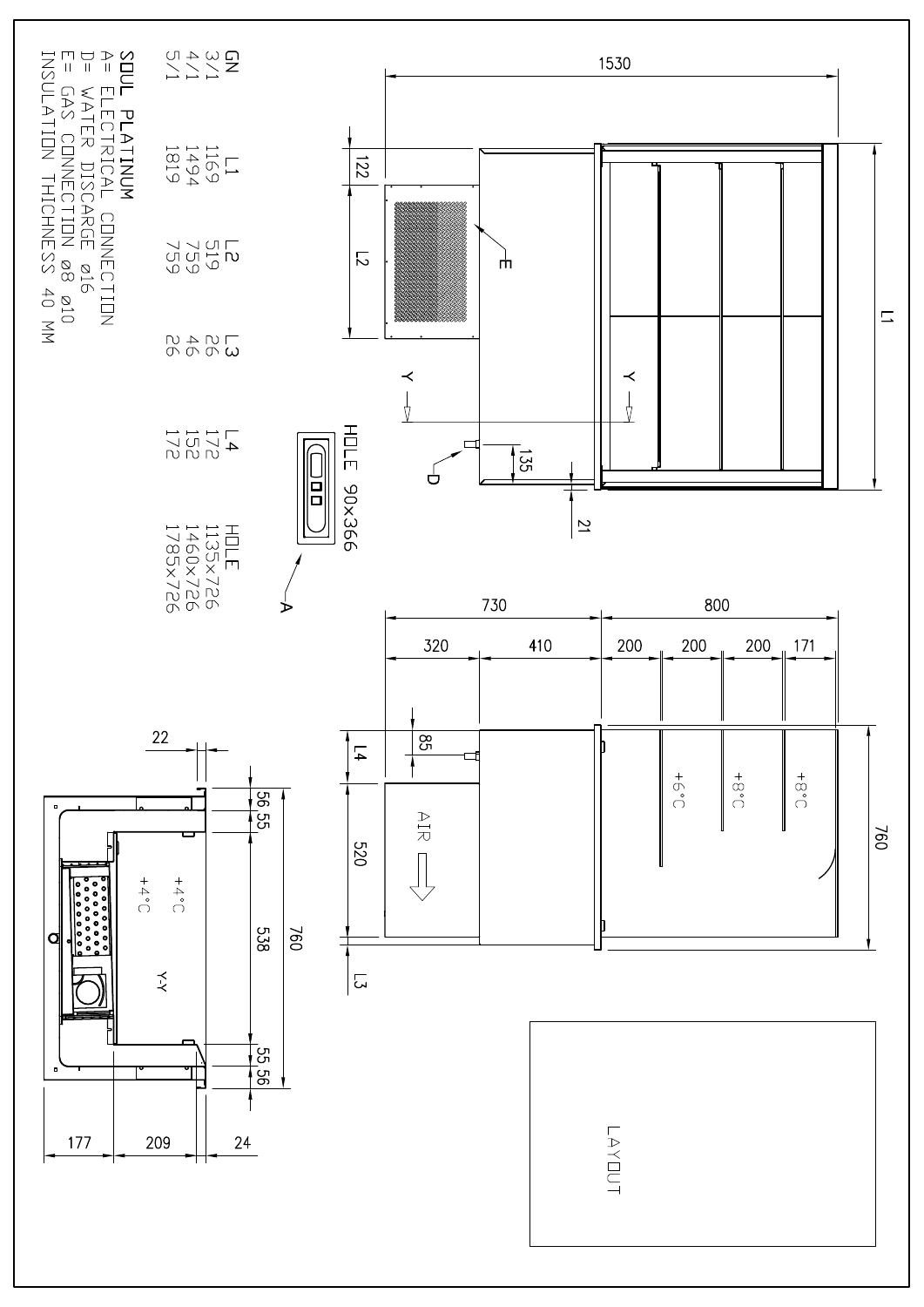| GN | L1 | L2 | L3 | L4 | HOLE |
|---|---|---|---|---|---|
| 3/1 | 1169 | 519 | 26 | 172 | 1135x726 |
| 4/1 | 1494 | 759 | 46 | 152 | 1460x726 |
| 5/1 | 1819 | 759 | 26 | 172 | 1785x726 |

SOUL PLATINUM
A= ELECTRICAL CONNECTION
D= WATER DISCARGE ø16
E= GAS CONNECTION ø8 ø10
INSULATION THICHNESS 40 MM

HOLE 90x366

1530
122
L2
E
L1
Y
Y
D
135
21
A
730
800
320
410
200
200
200
171
85
L4
520
L3
AIR
+6°C
+8°C
+8°C
760
22
56,55
538
55,56
760
+4°C
+4°C
Y-Y
177
209
24

LAYOUT